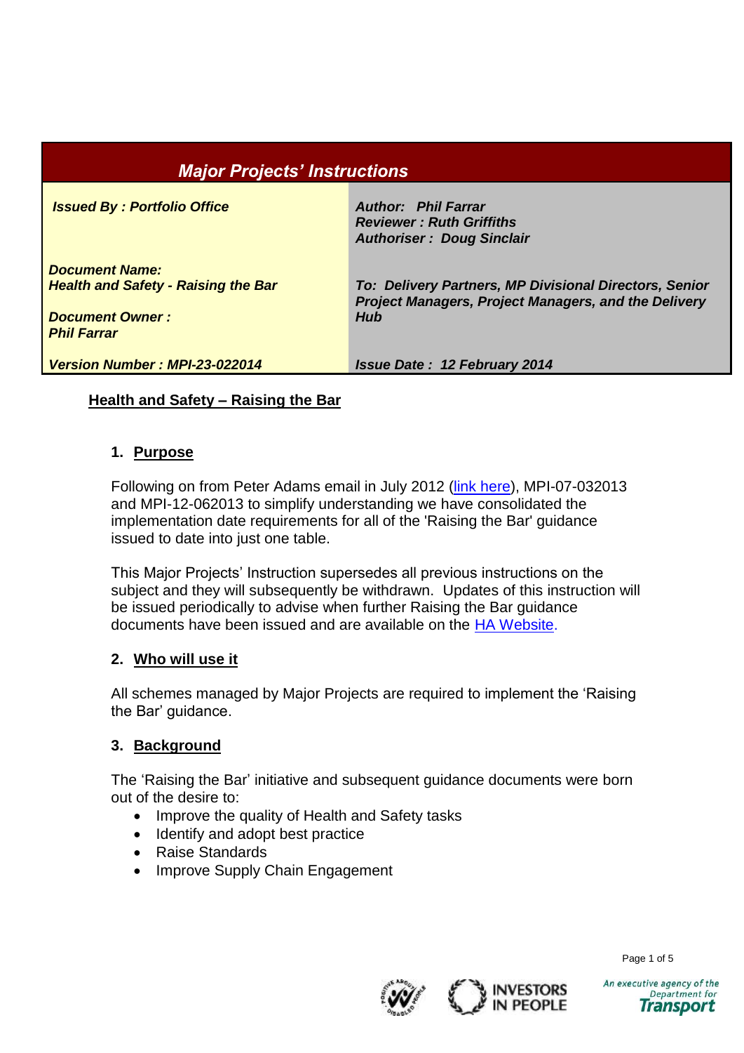| **_Major Projects' Instructions_** | |
|---|---|
| **_Issued By : Portfolio Office_** | **_Author: Phil Farrar_**<br>**_Reviewer : Ruth Griffiths_**<br>**_Authoriser : Doug Sinclair_** |
| **_Document Name:_**<br>**_Health and Safety - Raising the Bar_**<br><br>**_Document Owner :_**<br>**_Phil Farrar_** | **_To: Delivery Partners, MP Divisional Directors, Senior Project Managers, Project Managers, and the Delivery Hub_** |
| **_Version Number : MPI-23-022014_** | **_Issue Date : 12 February 2014_** |

# Health and Safety – Raising the Bar

## 1. Purpose

Following on from Peter Adams email in July 2012 (link here), MPI-07-032013 and MPI-12-062013 to simplify understanding we have consolidated the implementation date requirements for all of the 'Raising the Bar' guidance issued to date into just one table.

This Major Projects' Instruction supersedes all previous instructions on the subject and they will subsequently be withdrawn. Updates of this instruction will be issued periodically to advise when further Raising the Bar guidance documents have been issued and are available on the HA Website.

## 2. Who will use it

All schemes managed by Major Projects are required to implement the 'Raising the Bar' guidance.

## 3. Background

The 'Raising the Bar' initiative and subsequent guidance documents were born out of the desire to:

- Improve the quality of Health and Safety tasks
- Identify and adopt best practice
- Raise Standards
- Improve Supply Chain Engagement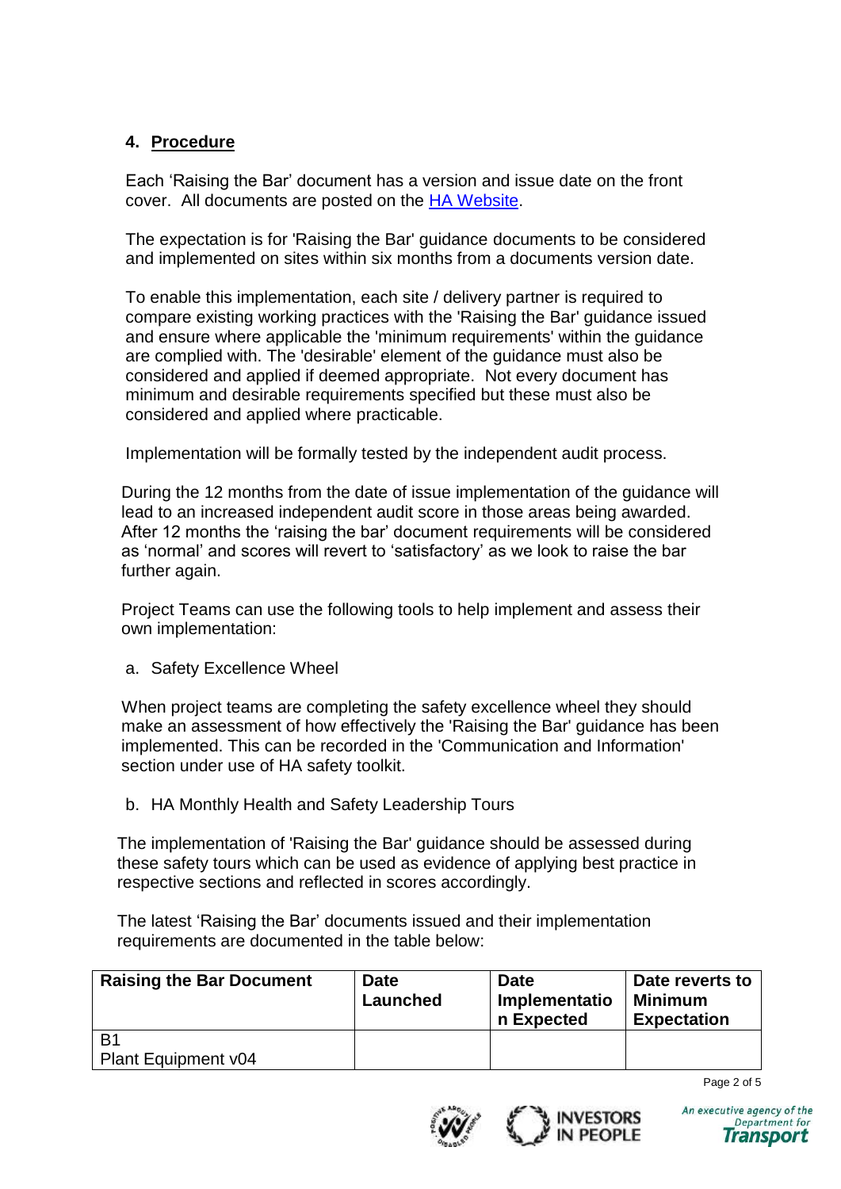## 4. Procedure

Each 'Raising the Bar' document has a version and issue date on the front cover. All documents are posted on the HA Website.

The expectation is for 'Raising the Bar' guidance documents to be considered and implemented on sites within six months from a documents version date.

To enable this implementation, each site / delivery partner is required to compare existing working practices with the 'Raising the Bar' guidance issued and ensure where applicable the 'minimum requirements' within the guidance are complied with. The 'desirable' element of the guidance must also be considered and applied if deemed appropriate. Not every document has minimum and desirable requirements specified but these must also be considered and applied where practicable.

Implementation will be formally tested by the independent audit process.

During the 12 months from the date of issue implementation of the guidance will lead to an increased independent audit score in those areas being awarded. After 12 months the 'raising the bar' document requirements will be considered as 'normal' and scores will revert to 'satisfactory' as we look to raise the bar further again.

Project Teams can use the following tools to help implement and assess their own implementation:

a. Safety Excellence Wheel

When project teams are completing the safety excellence wheel they should make an assessment of how effectively the 'Raising the Bar' guidance has been implemented. This can be recorded in the 'Communication and Information' section under use of HA safety toolkit.

b. HA Monthly Health and Safety Leadership Tours

The implementation of 'Raising the Bar' guidance should be assessed during these safety tours which can be used as evidence of applying best practice in respective sections and reflected in scores accordingly.

The latest 'Raising the Bar' documents issued and their implementation requirements are documented in the table below:

| Raising the Bar Document | Date Launched | Date Implementation Expected | Date reverts to Minimum Expectation |
|---|---|---|---|
| B1<br>Plant Equipment v04 | | | |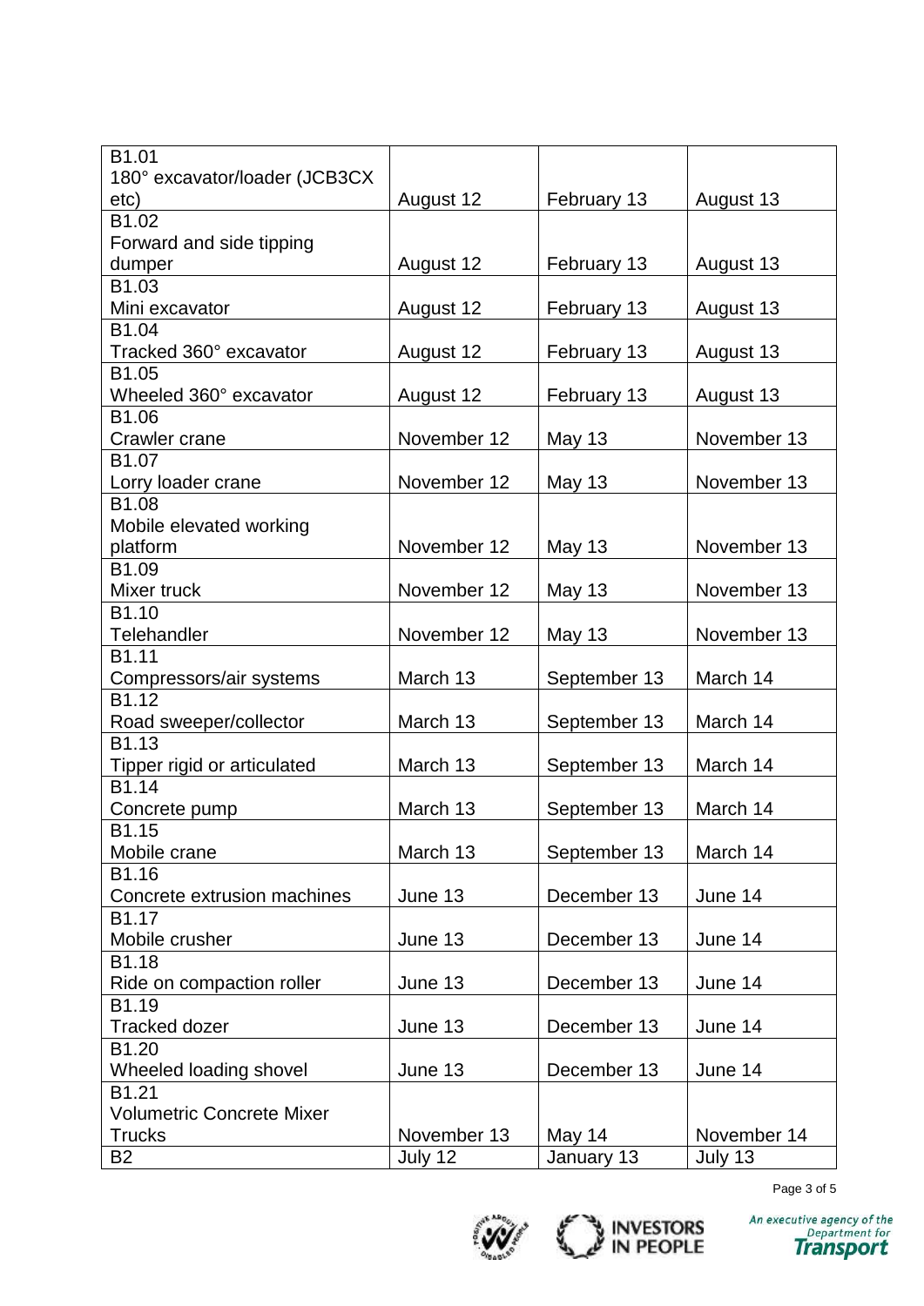| | | | |
|---|---|---|---|
| B1.01<br>180° excavator/loader (JCB3CX etc) | August 12 | February 13 | August 13 |
| B1.02<br>Forward and side tipping dumper | August 12 | February 13 | August 13 |
| B1.03<br>Mini excavator | August 12 | February 13 | August 13 |
| B1.04<br>Tracked 360° excavator | August 12 | February 13 | August 13 |
| B1.05<br>Wheeled 360° excavator | August 12 | February 13 | August 13 |
| B1.06<br>Crawler crane | November 12 | May 13 | November 13 |
| B1.07<br>Lorry loader crane | November 12 | May 13 | November 13 |
| B1.08<br>Mobile elevated working platform | November 12 | May 13 | November 13 |
| B1.09<br>Mixer truck | November 12 | May 13 | November 13 |
| B1.10<br>Telehandler | November 12 | May 13 | November 13 |
| B1.11<br>Compressors/air systems | March 13 | September 13 | March 14 |
| B1.12<br>Road sweeper/collector | March 13 | September 13 | March 14 |
| B1.13<br>Tipper rigid or articulated | March 13 | September 13 | March 14 |
| B1.14<br>Concrete pump | March 13 | September 13 | March 14 |
| B1.15<br>Mobile crane | March 13 | September 13 | March 14 |
| B1.16<br>Concrete extrusion machines | June 13 | December 13 | June 14 |
| B1.17<br>Mobile crusher | June 13 | December 13 | June 14 |
| B1.18<br>Ride on compaction roller | June 13 | December 13 | June 14 |
| B1.19<br>Tracked dozer | June 13 | December 13 | June 14 |
| B1.20<br>Wheeled loading shovel | June 13 | December 13 | June 14 |
| B1.21<br>Volumetric Concrete Mixer Trucks | November 13 | May 14 | November 14 |
| B2 | July 12 | January 13 | July 13 |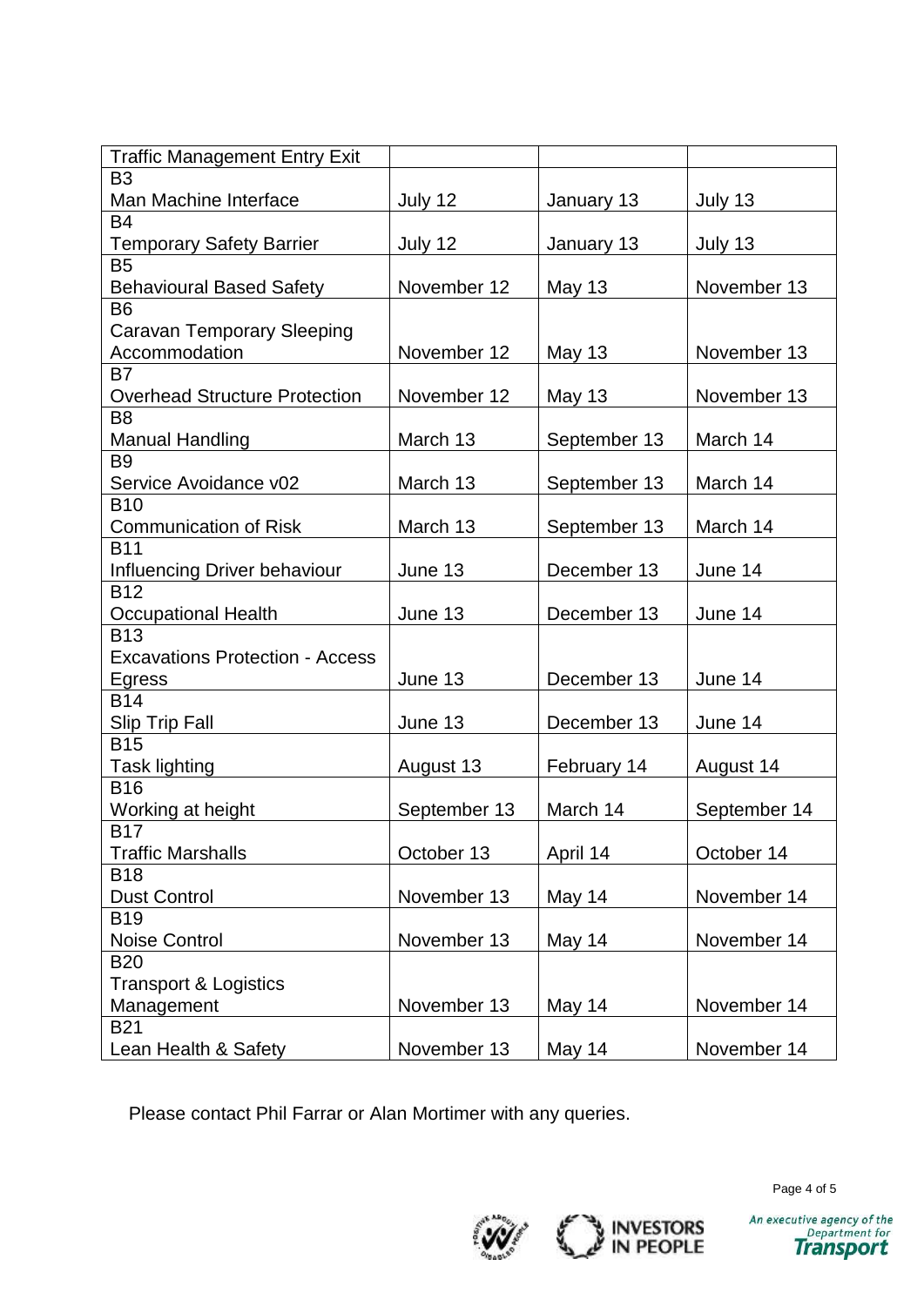| Traffic Management Entry Exit | | | |
|---|---|---|---|
| B3<br>Man Machine Interface | July 12 | January 13 | July 13 |
| B4<br>Temporary Safety Barrier | July 12 | January 13 | July 13 |
| B5<br>Behavioural Based Safety | November 12 | May 13 | November 13 |
| B6<br>Caravan Temporary Sleeping Accommodation | November 12 | May 13 | November 13 |
| B7<br>Overhead Structure Protection | November 12 | May 13 | November 13 |
| B8<br>Manual Handling | March 13 | September 13 | March 14 |
| B9<br>Service Avoidance v02 | March 13 | September 13 | March 14 |
| B10<br>Communication of Risk | March 13 | September 13 | March 14 |
| B11<br>Influencing Driver behaviour | June 13 | December 13 | June 14 |
| B12<br>Occupational Health | June 13 | December 13 | June 14 |
| B13<br>Excavations Protection - Access Egress | June 13 | December 13 | June 14 |
| B14<br>Slip Trip Fall | June 13 | December 13 | June 14 |
| B15<br>Task lighting | August 13 | February 14 | August 14 |
| B16<br>Working at height | September 13 | March 14 | September 14 |
| B17<br>Traffic Marshalls | October 13 | April 14 | October 14 |
| B18<br>Dust Control | November 13 | May 14 | November 14 |
| B19<br>Noise Control | November 13 | May 14 | November 14 |
| B20<br>Transport & Logistics Management | November 13 | May 14 | November 14 |
| B21<br>Lean Health & Safety | November 13 | May 14 | November 14 |

Please contact Phil Farrar or Alan Mortimer with any queries.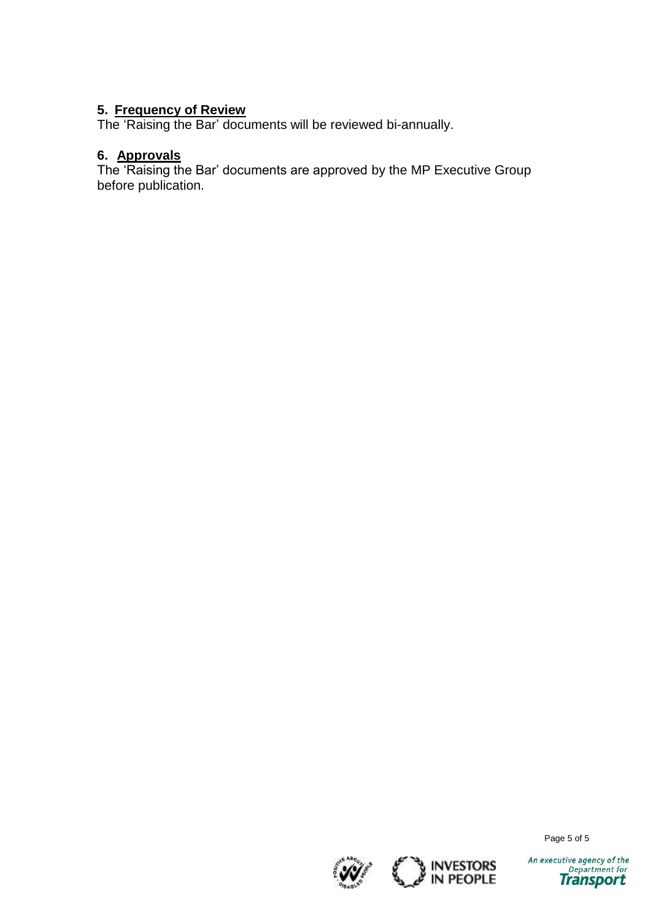## 5. Frequency of Review

The 'Raising the Bar' documents will be reviewed bi-annually.

## 6. Approvals

The 'Raising the Bar' documents are approved by the MP Executive Group before publication.